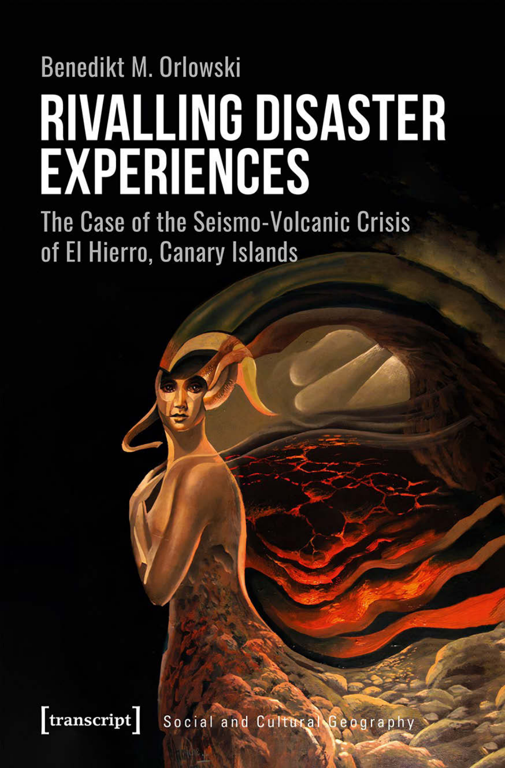Benedikt M. Orlowski

# RIVALLING DISASTER EXPERIENCES

## The Case of the Seismo-Volcanic Crisis of El Hierro, Canary Islands

[transcript]

Social and Cultural Geography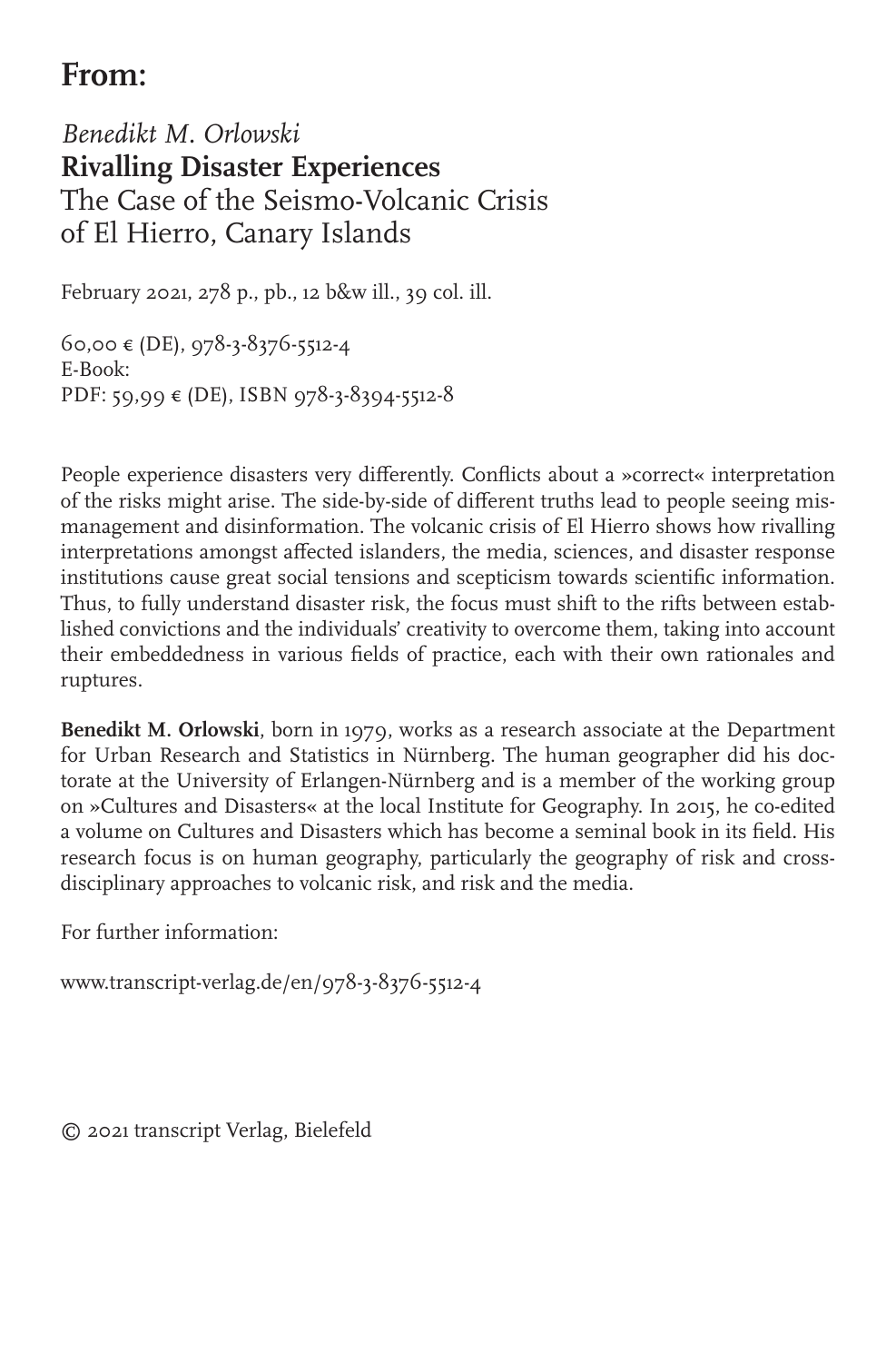# From:

*Benedikt M. Orlowski*
**Rivalling Disaster Experiences**
The Case of the Seismo-Volcanic Crisis of El Hierro, Canary Islands

February 2021, 278 p., pb., 12 b&w ill., 39 col. ill.

60,00 € (DE), 978-3-8376-5512-4
E-Book:
PDF: 59,99 € (DE), ISBN 978-3-8394-5512-8

People experience disasters very differently. Conflicts about a »correct« interpretation of the risks might arise. The side-by-side of different truths lead to people seeing mismanagement and disinformation. The volcanic crisis of El Hierro shows how rivalling interpretations amongst affected islanders, the media, sciences, and disaster response institutions cause great social tensions and scepticism towards scientific information. Thus, to fully understand disaster risk, the focus must shift to the rifts between established convictions and the individuals' creativity to overcome them, taking into account their embeddedness in various fields of practice, each with their own rationales and ruptures.

**Benedikt M. Orlowski**, born in 1979, works as a research associate at the Department for Urban Research and Statistics in Nürnberg. The human geographer did his doctorate at the University of Erlangen-Nürnberg and is a member of the working group on »Cultures and Disasters« at the local Institute for Geography. In 2015, he co-edited a volume on Cultures and Disasters which has become a seminal book in its field. His research focus is on human geography, particularly the geography of risk and cross-disciplinary approaches to volcanic risk, and risk and the media.

For further information:

www.transcript-verlag.de/en/978-3-8376-5512-4

© 2021 transcript Verlag, Bielefeld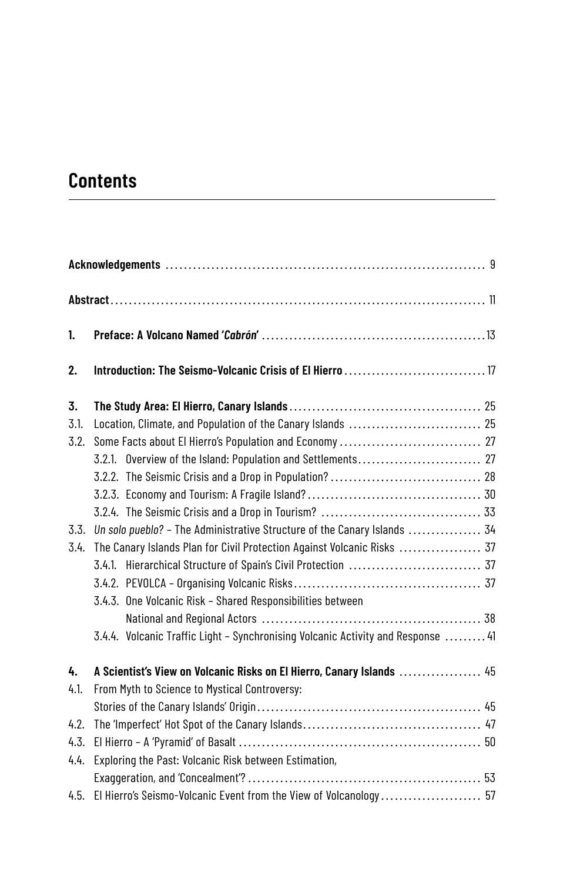# Contents

**Acknowledgements** ..... 9

**Abstract** ..... 11

**1. Preface: A Volcano Named '*Cabrón*'** ..... 13

**2. Introduction: The Seismo-Volcanic Crisis of El Hierro** ..... 17

**3. The Study Area: El Hierro, Canary Islands** ..... 25

3.1. Location, Climate, and Population of the Canary Islands ..... 25

3.2. Some Facts about El Hierro's Population and Economy ..... 27

- 3.2.1. Overview of the Island: Population and Settlements ..... 27
- 3.2.2. The Seismic Crisis and a Drop in Population? ..... 28
- 3.2.3. Economy and Tourism: A Fragile Island? ..... 30
- 3.2.4. The Seismic Crisis and a Drop in Tourism? ..... 33

3.3. *Un solo pueblo?* – The Administrative Structure of the Canary Islands ..... 34

3.4. The Canary Islands Plan for Civil Protection Against Volcanic Risks ..... 37

- 3.4.1. Hierarchical Structure of Spain's Civil Protection ..... 37
- 3.4.2. PEVOLCA – Organising Volcanic Risks ..... 37
- 3.4.3. One Volcanic Risk – Shared Responsibilities between National and Regional Actors ..... 38
- 3.4.4. Volcanic Traffic Light – Synchronising Volcanic Activity and Response ..... 41

**4. A Scientist's View on Volcanic Risks on El Hierro, Canary Islands** ..... 45

4.1. From Myth to Science to Mystical Controversy: Stories of the Canary Islands' Origin ..... 45

4.2. The 'Imperfect' Hot Spot of the Canary Islands ..... 47

4.3. El Hierro – A 'Pyramid' of Basalt ..... 50

4.4. Exploring the Past: Volcanic Risk between Estimation, Exaggeration, and 'Concealment'? ..... 53

4.5. El Hierro's Seismo-Volcanic Event from the View of Volcanology ..... 57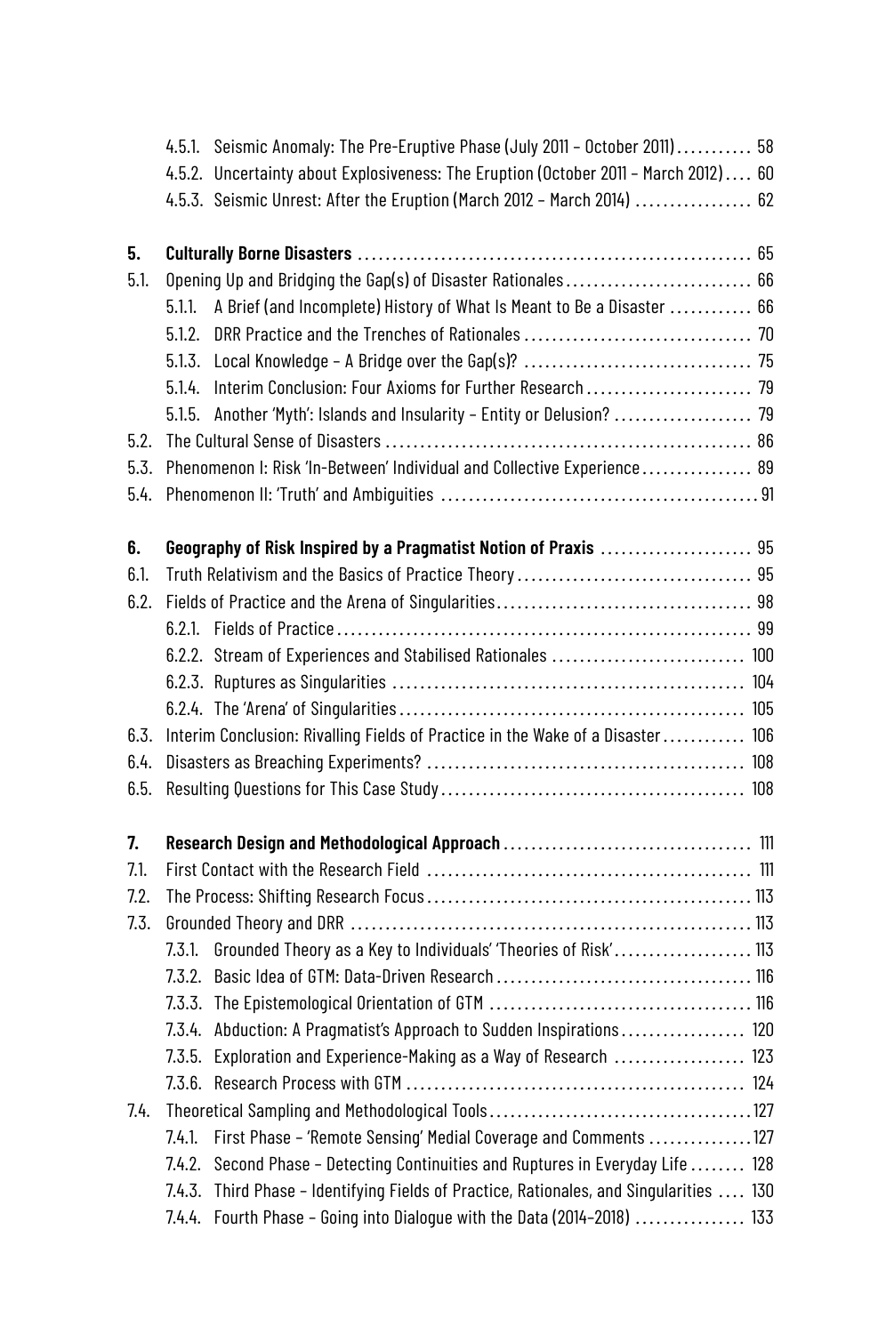4.5.1. Seismic Anomaly: The Pre-Eruptive Phase (July 2011 – October 2011) .......... 58
4.5.2. Uncertainty about Explosiveness: The Eruption (October 2011 – March 2012) .... 60
4.5.3. Seismic Unrest: After the Eruption (March 2012 – March 2014) ................ 62

**5. Culturally Borne Disasters** ........................................................ 65
5.1. Opening Up and Bridging the Gap(s) of Disaster Rationales .......................... 66
5.1.1. A Brief (and Incomplete) History of What Is Meant to Be a Disaster ........... 66
5.1.2. DRR Practice and the Trenches of Rationales ................................ 70
5.1.3. Local Knowledge – A Bridge over the Gap(s)? ................................ 75
5.1.4. Interim Conclusion: Four Axioms for Further Research ........................ 79
5.1.5. Another 'Myth': Islands and Insularity – Entity or Delusion? .................... 79
5.2. The Cultural Sense of Disasters .................................................... 86
5.3. Phenomenon I: Risk 'In-Between' Individual and Collective Experience ................ 89
5.4. Phenomenon II: 'Truth' and Ambiguities .............................................. 91

**6. Geography of Risk Inspired by a Pragmatist Notion of Praxis** ...................... 95
6.1. Truth Relativism and the Basics of Practice Theory ................................. 95
6.2. Fields of Practice and the Arena of Singularities .................................... 98
6.2.1. Fields of Practice ........................................................... 99
6.2.2. Stream of Experiences and Stabilised Rationales ........................... 100
6.2.3. Ruptures as Singularities .................................................. 104
6.2.4. The 'Arena' of Singularities ................................................. 105
6.3. Interim Conclusion: Rivalling Fields of Practice in the Wake of a Disaster ........... 106
6.4. Disasters as Breaching Experiments? ............................................. 108
6.5. Resulting Questions for This Case Study ........................................... 108

**7. Research Design and Methodological Approach** ................................... 111
7.1. First Contact with the Research Field .............................................. 111
7.2. The Process: Shifting Research Focus .............................................. 113
7.3. Grounded Theory and DRR ......................................................... 113
7.3.1. Grounded Theory as a Key to Individuals' 'Theories of Risk' ................... 113
7.3.2. Basic Idea of GTM: Data-Driven Research .................................... 116
7.3.3. The Epistemological Orientation of GTM ..................................... 116
7.3.4. Abduction: A Pragmatist's Approach to Sudden Inspirations ................. 120
7.3.5. Exploration and Experience-Making as a Way of Research .................. 123
7.3.6. Research Process with GTM ................................................ 124
7.4. Theoretical Sampling and Methodological Tools ..................................... 127
7.4.1. First Phase – 'Remote Sensing' Medial Coverage and Comments .............. 127
7.4.2. Second Phase – Detecting Continuities and Ruptures in Everyday Life ........ 128
7.4.3. Third Phase – Identifying Fields of Practice, Rationales, and Singularities .... 130
7.4.4. Fourth Phase – Going into Dialogue with the Data (2014–2018) ............... 133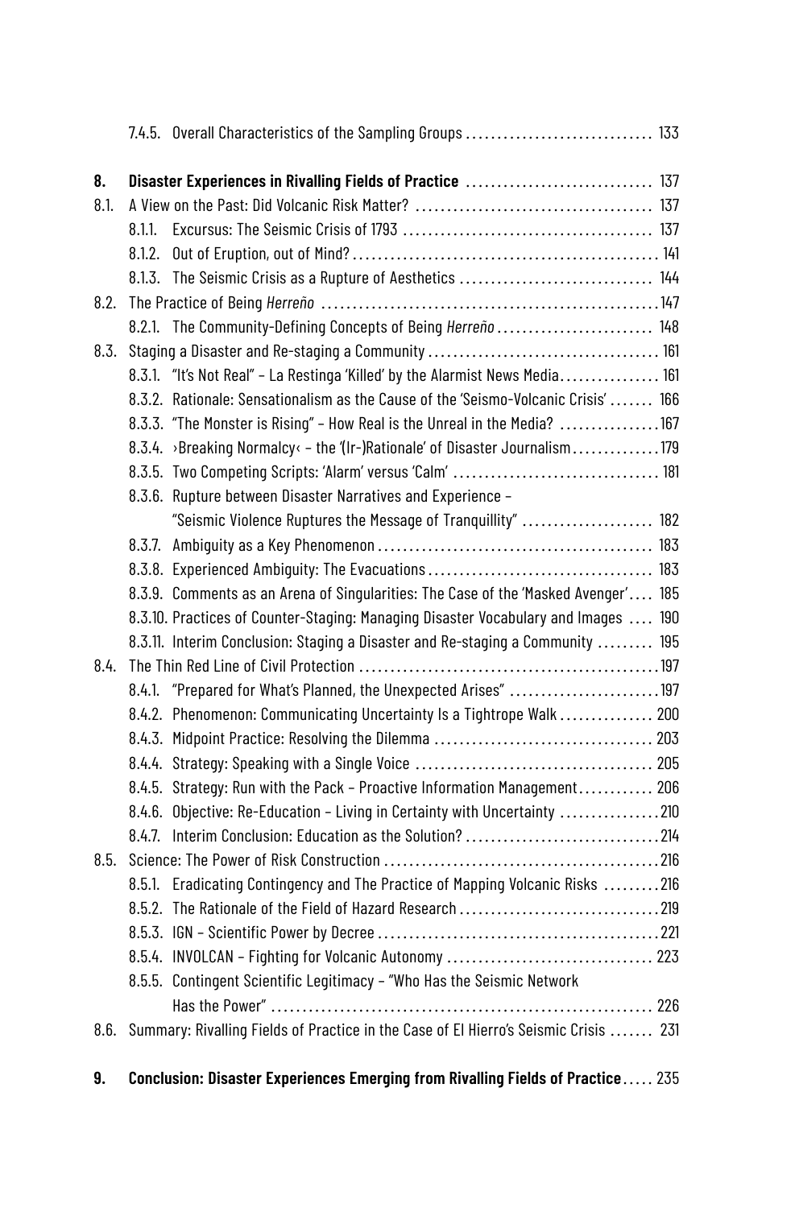7.4.5. Overall Characteristics of the Sampling Groups .............................. 133

**8. Disaster Experiences in Rivalling Fields of Practice** .............................. 137

8.1. A View on the Past: Did Volcanic Risk Matter? ...................................... 137

8.1.1. Excursus: The Seismic Crisis of 1793 ........................................ 137

8.1.2. Out of Eruption, out of Mind? ................................................ 141

8.1.3. The Seismic Crisis as a Rupture of Aesthetics ............................... 144

8.2. The Practice of Being *Herreño* ...................................................... 147

8.2.1. The Community-Defining Concepts of Being *Herreño* ......................... 148

8.3. Staging a Disaster and Re-staging a Community ..................................... 161

8.3.1. "It's Not Real" – La Restinga 'Killed' by the Alarmist News Media................ 161

8.3.2. Rationale: Sensationalism as the Cause of the 'Seismo-Volcanic Crisis' ....... 166

8.3.3. "The Monster is Rising" – How Real is the Unreal in the Media? ................ 167

8.3.4. ›Breaking Normalcy‹ – the '(Ir-)Rationale' of Disaster Journalism.............. 179

8.3.5. Two Competing Scripts: 'Alarm' versus 'Calm' ................................. 181

8.3.6. Rupture between Disaster Narratives and Experience – "Seismic Violence Ruptures the Message of Tranquillity" ..................... 182

8.3.7. Ambiguity as a Key Phenomenon ............................................ 183

8.3.8. Experienced Ambiguity: The Evacuations .................................... 183

8.3.9. Comments as an Arena of Singularities: The Case of the 'Masked Avenger'.... 185

8.3.10. Practices of Counter-Staging: Managing Disaster Vocabulary and Images .... 190

8.3.11. Interim Conclusion: Staging a Disaster and Re-staging a Community ......... 195

8.4. The Thin Red Line of Civil Protection ................................................ 197

8.4.1. "Prepared for What's Planned, the Unexpected Arises" ........................ 197

8.4.2. Phenomenon: Communicating Uncertainty Is a Tightrope Walk ............... 200

8.4.3. Midpoint Practice: Resolving the Dilemma ................................... 203

8.4.4. Strategy: Speaking with a Single Voice ...................................... 205

8.4.5. Strategy: Run with the Pack – Proactive Information Management............ 206

8.4.6. Objective: Re-Education – Living in Certainty with Uncertainty ................ 210

8.4.7. Interim Conclusion: Education as the Solution? ............................... 214

8.5. Science: The Power of Risk Construction ............................................ 216

8.5.1. Eradicating Contingency and The Practice of Mapping Volcanic Risks ......... 216

8.5.2. The Rationale of the Field of Hazard Research ................................ 219

8.5.3. IGN – Scientific Power by Decree ............................................. 221

8.5.4. INVOLCAN – Fighting for Volcanic Autonomy ................................. 223

8.5.5. Contingent Scientific Legitimacy – "Who Has the Seismic Network Has the Power" ........................................................... 226

8.6. Summary: Rivalling Fields of Practice in the Case of El Hierro's Seismic Crisis ....... 231

**9. Conclusion: Disaster Experiences Emerging from Rivalling Fields of Practice** ..... 235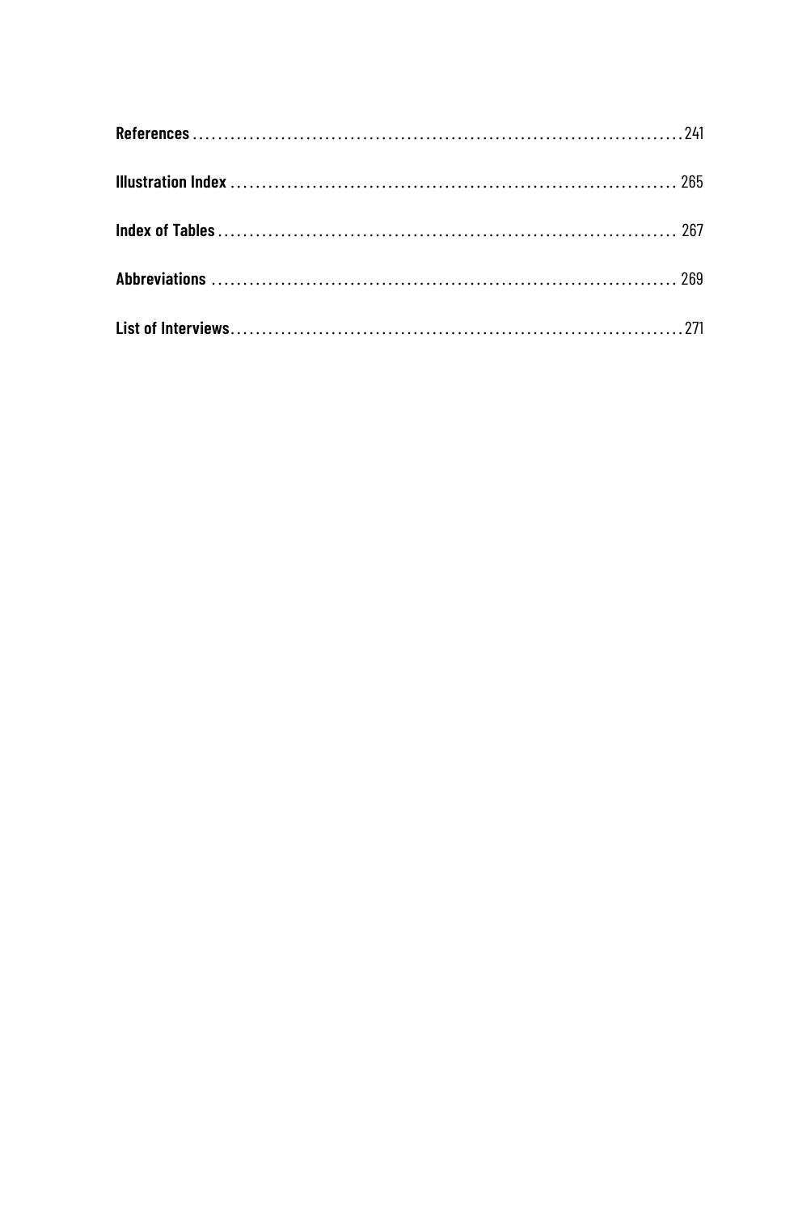**References** ........................................................................ 241

**Illustration Index** ........................................................................ 265

**Index of Tables** ........................................................................ 267

**Abbreviations** ........................................................................ 269

**List of Interviews** ........................................................................ 271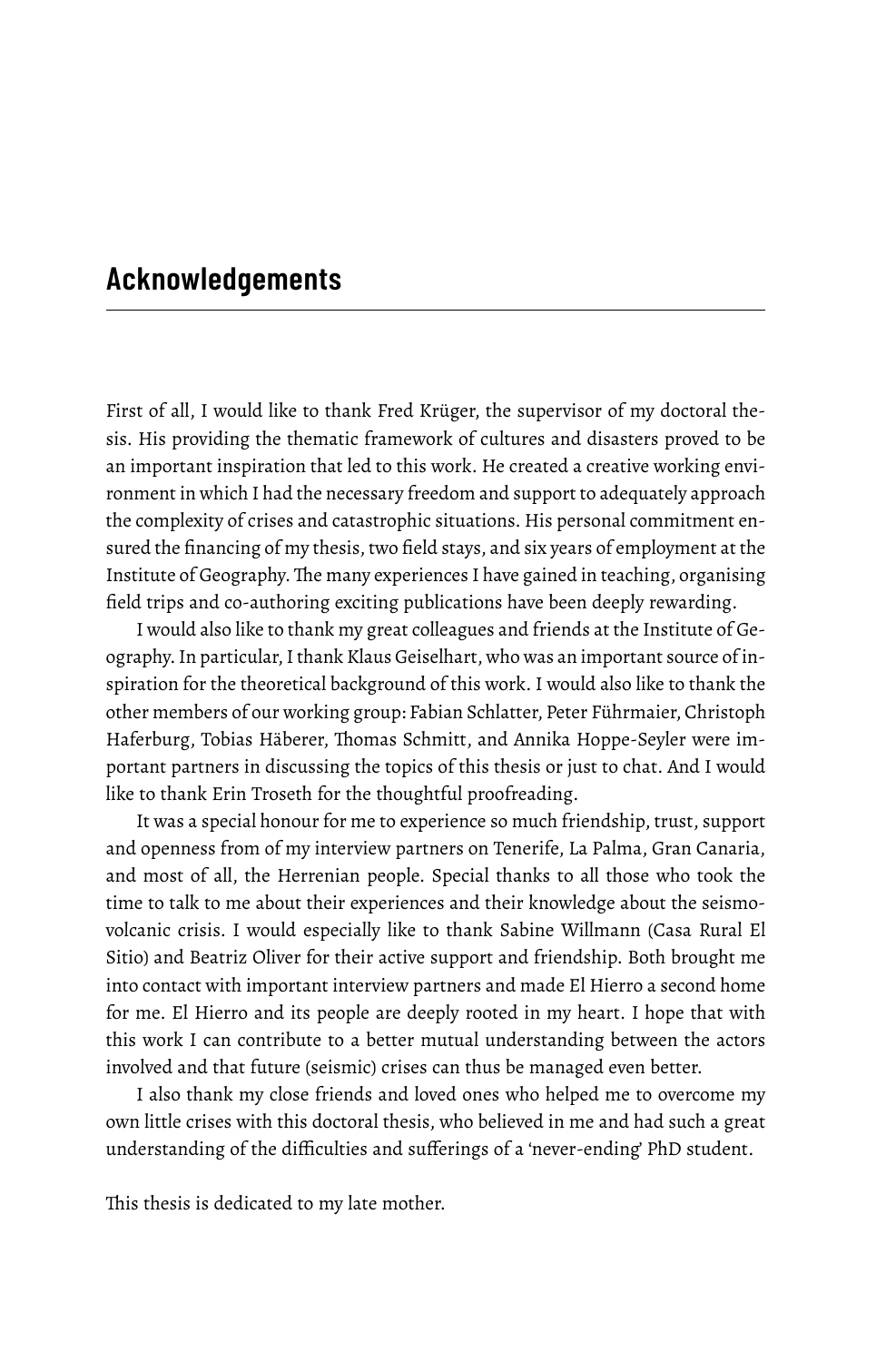## Acknowledgements

First of all, I would like to thank Fred Krüger, the supervisor of my doctoral thesis. His providing the thematic framework of cultures and disasters proved to be an important inspiration that led to this work. He created a creative working environment in which I had the necessary freedom and support to adequately approach the complexity of crises and catastrophic situations. His personal commitment ensured the financing of my thesis, two field stays, and six years of employment at the Institute of Geography. The many experiences I have gained in teaching, organising field trips and co-authoring exciting publications have been deeply rewarding.

I would also like to thank my great colleagues and friends at the Institute of Geography. In particular, I thank Klaus Geiselhart, who was an important source of inspiration for the theoretical background of this work. I would also like to thank the other members of our working group: Fabian Schlatter, Peter Führmaier, Christoph Haferburg, Tobias Häberer, Thomas Schmitt, and Annika Hoppe-Seyler were important partners in discussing the topics of this thesis or just to chat. And I would like to thank Erin Troseth for the thoughtful proofreading.

It was a special honour for me to experience so much friendship, trust, support and openness from of my interview partners on Tenerife, La Palma, Gran Canaria, and most of all, the Herrenian people. Special thanks to all those who took the time to talk to me about their experiences and their knowledge about the seismo-volcanic crisis. I would especially like to thank Sabine Willmann (Casa Rural El Sitio) and Beatriz Oliver for their active support and friendship. Both brought me into contact with important interview partners and made El Hierro a second home for me. El Hierro and its people are deeply rooted in my heart. I hope that with this work I can contribute to a better mutual understanding between the actors involved and that future (seismic) crises can thus be managed even better.

I also thank my close friends and loved ones who helped me to overcome my own little crises with this doctoral thesis, who believed in me and had such a great understanding of the difficulties and sufferings of a 'never-ending' PhD student.

This thesis is dedicated to my late mother.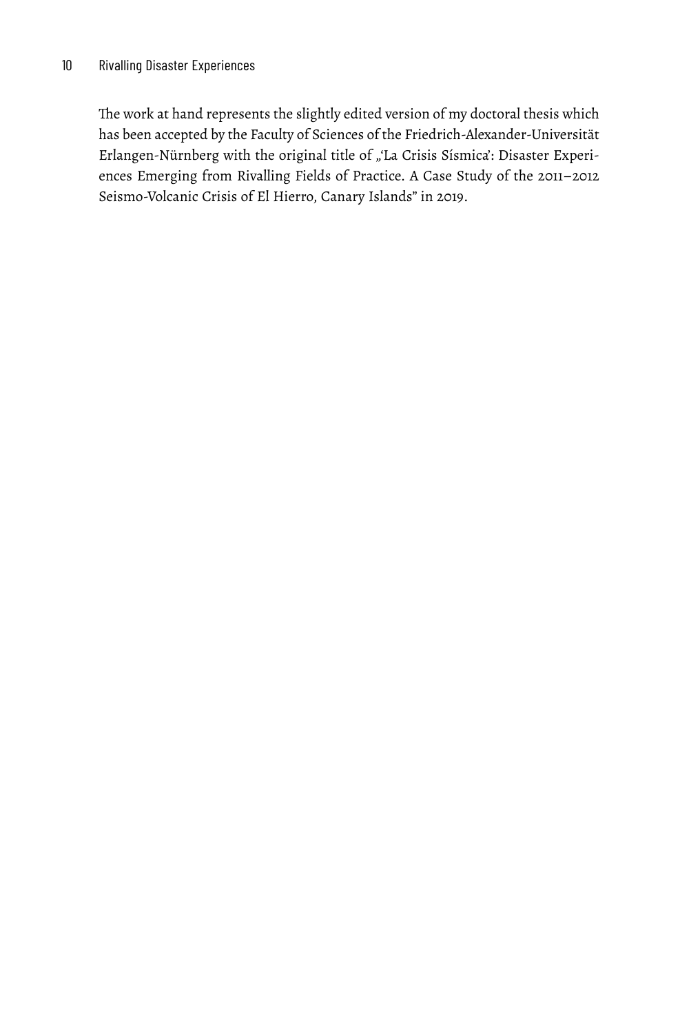The work at hand represents the slightly edited version of my doctoral thesis which has been accepted by the Faculty of Sciences of the Friedrich-Alexander-Universität Erlangen-Nürnberg with the original title of „'La Crisis Sísmica': Disaster Experiences Emerging from Rivalling Fields of Practice. A Case Study of the 2011–2012 Seismo-Volcanic Crisis of El Hierro, Canary Islands" in 2019.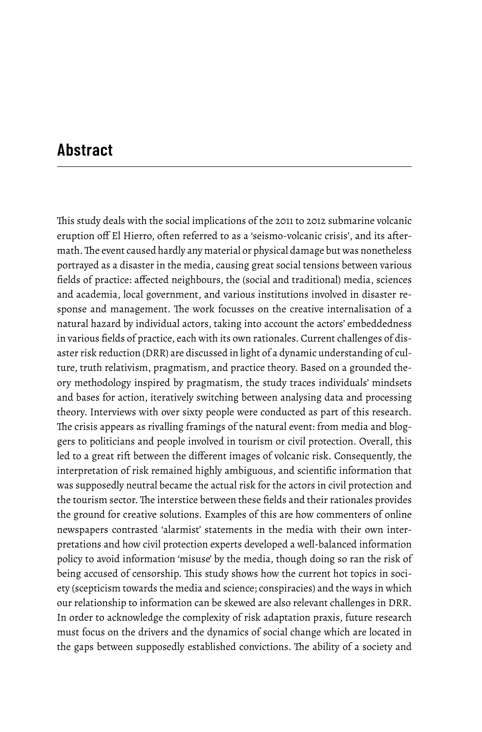## Abstract

This study deals with the social implications of the 2011 to 2012 submarine volcanic eruption off El Hierro, often referred to as a 'seismo-volcanic crisis', and its aftermath. The event caused hardly any material or physical damage but was nonetheless portrayed as a disaster in the media, causing great social tensions between various fields of practice: affected neighbours, the (social and traditional) media, sciences and academia, local government, and various institutions involved in disaster response and management. The work focusses on the creative internalisation of a natural hazard by individual actors, taking into account the actors' embeddedness in various fields of practice, each with its own rationales. Current challenges of disaster risk reduction (DRR) are discussed in light of a dynamic understanding of culture, truth relativism, pragmatism, and practice theory. Based on a grounded theory methodology inspired by pragmatism, the study traces individuals' mindsets and bases for action, iteratively switching between analysing data and processing theory. Interviews with over sixty people were conducted as part of this research. The crisis appears as rivalling framings of the natural event: from media and bloggers to politicians and people involved in tourism or civil protection. Overall, this led to a great rift between the different images of volcanic risk. Consequently, the interpretation of risk remained highly ambiguous, and scientific information that was supposedly neutral became the actual risk for the actors in civil protection and the tourism sector. The interstice between these fields and their rationales provides the ground for creative solutions. Examples of this are how commenters of online newspapers contrasted 'alarmist' statements in the media with their own interpretations and how civil protection experts developed a well-balanced information policy to avoid information 'misuse' by the media, though doing so ran the risk of being accused of censorship. This study shows how the current hot topics in society (scepticism towards the media and science; conspiracies) and the ways in which our relationship to information can be skewed are also relevant challenges in DRR. In order to acknowledge the complexity of risk adaptation praxis, future research must focus on the drivers and the dynamics of social change which are located in the gaps between supposedly established convictions. The ability of a society and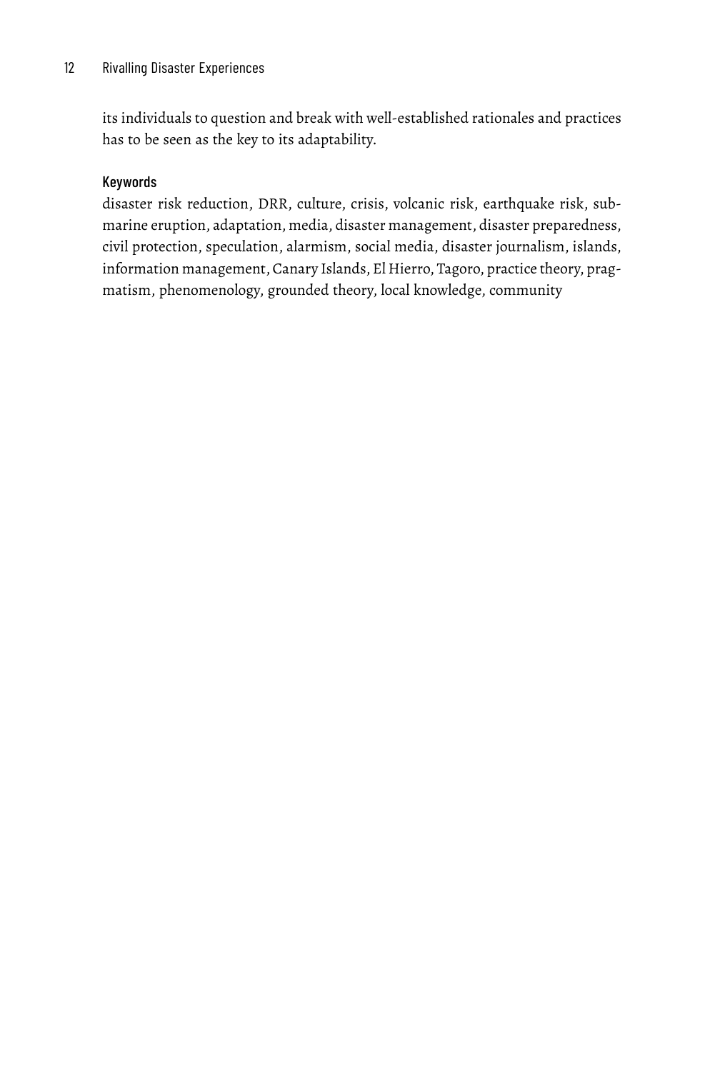its individuals to question and break with well-established rationales and practices has to be seen as the key to its adaptability.

#### Keywords

disaster risk reduction, DRR, culture, crisis, volcanic risk, earthquake risk, submarine eruption, adaptation, media, disaster management, disaster preparedness, civil protection, speculation, alarmism, social media, disaster journalism, islands, information management, Canary Islands, El Hierro, Tagoro, practice theory, pragmatism, phenomenology, grounded theory, local knowledge, community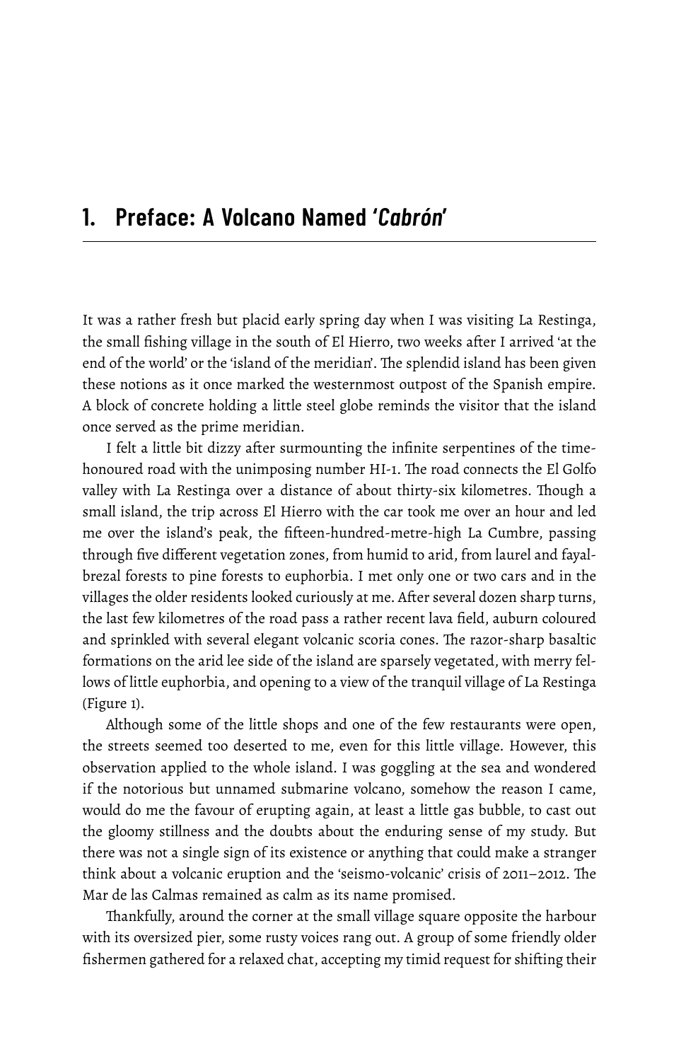# 1. Preface: A Volcano Named '*Cabrón*'

It was a rather fresh but placid early spring day when I was visiting La Restinga, the small fishing village in the south of El Hierro, two weeks after I arrived 'at the end of the world' or the 'island of the meridian'. The splendid island has been given these notions as it once marked the westernmost outpost of the Spanish empire. A block of concrete holding a little steel globe reminds the visitor that the island once served as the prime meridian.

I felt a little bit dizzy after surmounting the infinite serpentines of the time-honoured road with the unimposing number HI-1. The road connects the El Golfo valley with La Restinga over a distance of about thirty-six kilometres. Though a small island, the trip across El Hierro with the car took me over an hour and led me over the island's peak, the fifteen-hundred-metre-high La Cumbre, passing through five different vegetation zones, from humid to arid, from laurel and fayal-brezal forests to pine forests to euphorbia. I met only one or two cars and in the villages the older residents looked curiously at me. After several dozen sharp turns, the last few kilometres of the road pass a rather recent lava field, auburn coloured and sprinkled with several elegant volcanic scoria cones. The razor-sharp basaltic formations on the arid lee side of the island are sparsely vegetated, with merry fellows of little euphorbia, and opening to a view of the tranquil village of La Restinga (Figure 1).

Although some of the little shops and one of the few restaurants were open, the streets seemed too deserted to me, even for this little village. However, this observation applied to the whole island. I was goggling at the sea and wondered if the notorious but unnamed submarine volcano, somehow the reason I came, would do me the favour of erupting again, at least a little gas bubble, to cast out the gloomy stillness and the doubts about the enduring sense of my study. But there was not a single sign of its existence or anything that could make a stranger think about a volcanic eruption and the 'seismo-volcanic' crisis of 2011–2012. The Mar de las Calmas remained as calm as its name promised.

Thankfully, around the corner at the small village square opposite the harbour with its oversized pier, some rusty voices rang out. A group of some friendly older fishermen gathered for a relaxed chat, accepting my timid request for shifting their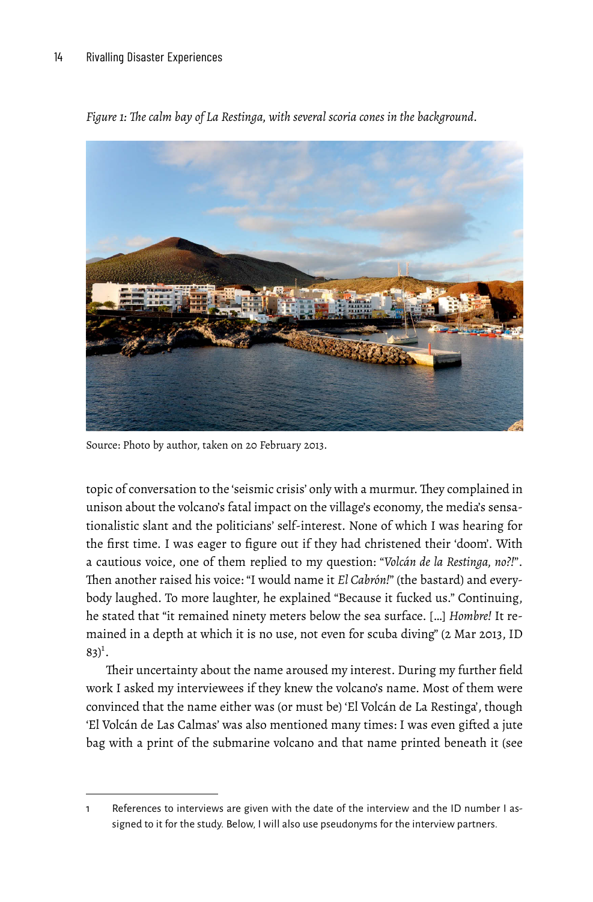*Figure 1: The calm bay of La Restinga, with several scoria cones in the background.*

Source: Photo by author, taken on 20 February 2013.

topic of conversation to the 'seismic crisis' only with a murmur. They complained in unison about the volcano's fatal impact on the village's economy, the media's sensationalistic slant and the politicians' self-interest. None of which I was hearing for the first time. I was eager to figure out if they had christened their 'doom'. With a cautious voice, one of them replied to my question: "*Volcán de la Restinga, no?!*". Then another raised his voice: "I would name it *El Cabrón!*" (the bastard) and everybody laughed. To more laughter, he explained "Because it fucked us." Continuing, he stated that "it remained ninety meters below the sea surface. […] *Hombre!* It remained in a depth at which it is no use, not even for scuba diving" (2 Mar 2013, ID 83)[1].

Their uncertainty about the name aroused my interest. During my further field work I asked my interviewees if they knew the volcano's name. Most of them were convinced that the name either was (or must be) 'El Volcán de La Restinga', though 'El Volcán de Las Calmas' was also mentioned many times: I was even gifted a jute bag with a print of the submarine volcano and that name printed beneath it (see

---

1 References to interviews are given with the date of the interview and the ID number I assigned to it for the study. Below, I will also use pseudonyms for the interview partners.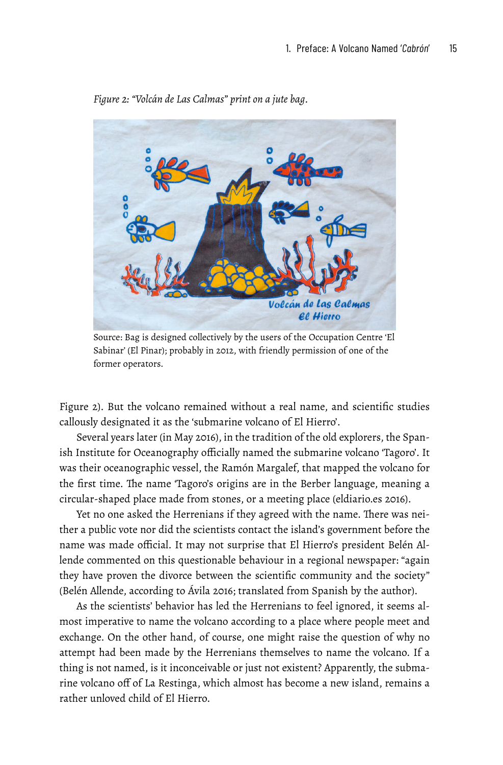*Figure 2: "Volcán de Las Calmas" print on a jute bag.*

Source: Bag is designed collectively by the users of the Occupation Centre 'El Sabinar' (El Pinar); probably in 2012, with friendly permission of one of the former operators.

Figure 2). But the volcano remained without a real name, and scientific studies callously designated it as the 'submarine volcano of El Hierro'.

Several years later (in May 2016), in the tradition of the old explorers, the Spanish Institute for Oceanography officially named the submarine volcano 'Tagoro'. It was their oceanographic vessel, the Ramón Margalef, that mapped the volcano for the first time. The name 'Tagoro's origins are in the Berber language, meaning a circular-shaped place made from stones, or a meeting place (eldiario.es 2016).

Yet no one asked the Herrenians if they agreed with the name. There was neither a public vote nor did the scientists contact the island's government before the name was made official. It may not surprise that El Hierro's president Belén Allende commented on this questionable behaviour in a regional newspaper: "again they have proven the divorce between the scientific community and the society" (Belén Allende, according to Ávila 2016; translated from Spanish by the author).

As the scientists' behavior has led the Herrenians to feel ignored, it seems almost imperative to name the volcano according to a place where people meet and exchange. On the other hand, of course, one might raise the question of why no attempt had been made by the Herrenians themselves to name the volcano. If a thing is not named, is it inconceivable or just not existent? Apparently, the submarine volcano off of La Restinga, which almost has become a new island, remains a rather unloved child of El Hierro.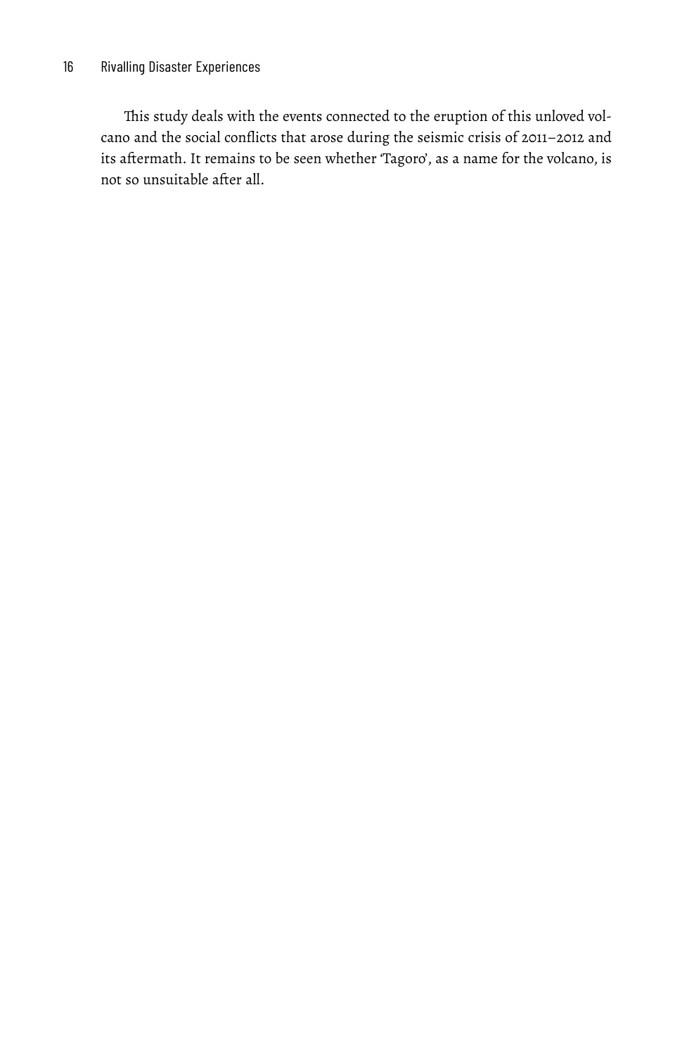This study deals with the events connected to the eruption of this unloved volcano and the social conflicts that arose during the seismic crisis of 2011–2012 and its aftermath. It remains to be seen whether 'Tagoro', as a name for the volcano, is not so unsuitable after all.